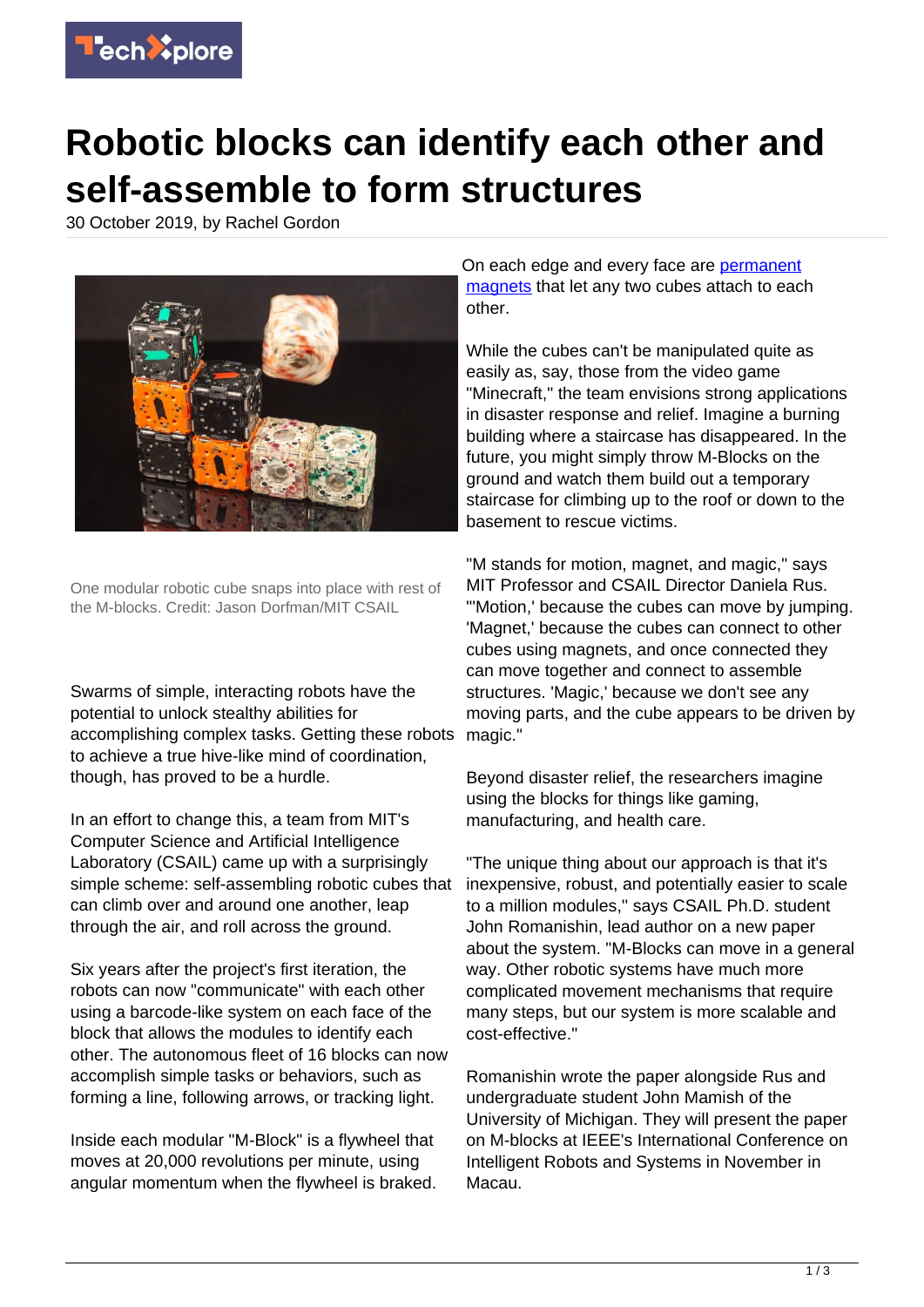# Robotic blocks can identify each other and self-assemble to form structures

30 October 2019, by Rachel Gordon

One modular robotic cube snaps into place with rest of the M-blocks. Credit: Jason Dorfman/MIT CSAIL

Swarms of simple, interacting robots have the potential to unlock stealthy abilities for accomplishing complex tasks. Getting these robots to achieve a true hive-like mind of coordination, though, has proved to be a hurdle.

In an effort to change this, a team from MIT's Computer Science and Artificial Intelligence Laboratory (CSAIL) came up with a surprisingly simple scheme: self-assembling robotic cubes that can climb over and around one another, leap through the air, and roll across the ground.

Six years after the project's first iteration, the robots can now "communicate" with each other using a barcode-like system on each face of the block that allows the modules to identify each other. The autonomous fleet of 16 blocks can now accomplish simple tasks or behaviors, such as forming a line, following arrows, or tracking light.

Inside each modular "M-Block" is a flywheel that moves at 20,000 revolutions per minute, using angular momentum when the flywheel is braked. On each edge and every face are permanent magnets that let any two cubes attach to each other.

While the cubes can't be manipulated quite as easily as, say, those from the video game "Minecraft," the team envisions strong applications in disaster response and relief. Imagine a burning building where a staircase has disappeared. In the future, you might simply throw M-Blocks on the ground and watch them build out a temporary staircase for climbing up to the roof or down to the basement to rescue victims.

"M stands for motion, magnet, and magic," says MIT Professor and CSAIL Director Daniela Rus. "'Motion,' because the cubes can move by jumping. 'Magnet,' because the cubes can connect to other cubes using magnets, and once connected they can move together and connect to assemble structures. 'Magic,' because we don't see any moving parts, and the cube appears to be driven by magic."

Beyond disaster relief, the researchers imagine using the blocks for things like gaming, manufacturing, and health care.

"The unique thing about our approach is that it's inexpensive, robust, and potentially easier to scale to a million modules," says CSAIL Ph.D. student John Romanishin, lead author on a new paper about the system. "M-Blocks can move in a general way. Other robotic systems have much more complicated movement mechanisms that require many steps, but our system is more scalable and cost-effective."

Romanishin wrote the paper alongside Rus and undergraduate student John Mamish of the University of Michigan. They will present the paper on M-blocks at IEEE's International Conference on Intelligent Robots and Systems in November in Macau.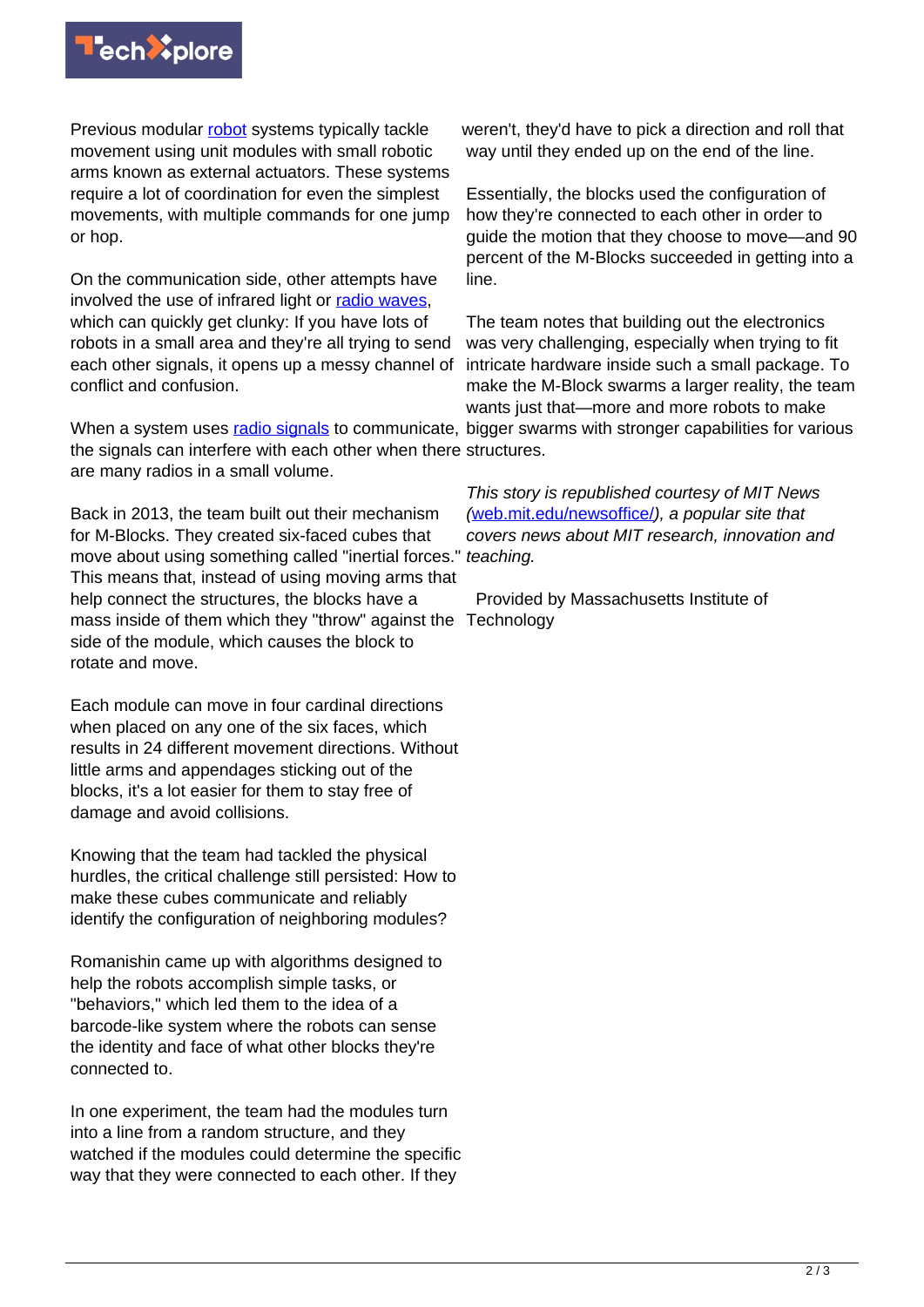Previous modular [robot](https://techxplore.com/tags/robot/) systems typically tackle movement using unit modules with small robotic arms known as external actuators. These systems require a lot of coordination for even the simplest movements, with multiple commands for one jump or hop.

On the communication side, other attempts have involved the use of infrared light or radio waves, which can quickly get clunky: If you have lots of robots in a small area and they're all trying to send each other signals, it opens up a messy channel of conflict and confusion.

When a system uses radio signals to communicate, the signals can interfere with each other when there are many radios in a small volume.

Back in 2013, the team built out their mechanism for M-Blocks. They created six-faced cubes that move about using something called "inertial forces." This means that, instead of using moving arms that help connect the structures, the blocks have a mass inside of them which they "throw" against the side of the module, which causes the block to rotate and move.

Each module can move in four cardinal directions when placed on any one of the six faces, which results in 24 different movement directions. Without little arms and appendages sticking out of the blocks, it's a lot easier for them to stay free of damage and avoid collisions.

Knowing that the team had tackled the physical hurdles, the critical challenge still persisted: How to make these cubes communicate and reliably identify the configuration of neighboring modules?

Romanishin came up with algorithms designed to help the robots accomplish simple tasks, or "behaviors," which led them to the idea of a barcode-like system where the robots can sense the identity and face of what other blocks they're connected to.

In one experiment, the team had the modules turn into a line from a random structure, and they watched if the modules could determine the specific way that they were connected to each other. If they weren't, they'd have to pick a direction and roll that way until they ended up on the end of the line.

Essentially, the blocks used the configuration of how they're connected to each other in order to guide the motion that they choose to move—and 90 percent of the M-Blocks succeeded in getting into a line.

The team notes that building out the electronics was very challenging, especially when trying to fit intricate hardware inside such a small package. To make the M-Block swarms a larger reality, the team wants just that—more and more robots to make bigger swarms with stronger capabilities for various structures.

*This story is republished courtesy of MIT News ([web.mit.edu/newsoffice/](http://web.mit.edu/newsoffice/)), a popular site that covers news about MIT research, innovation and teaching.*

Provided by Massachusetts Institute of Technology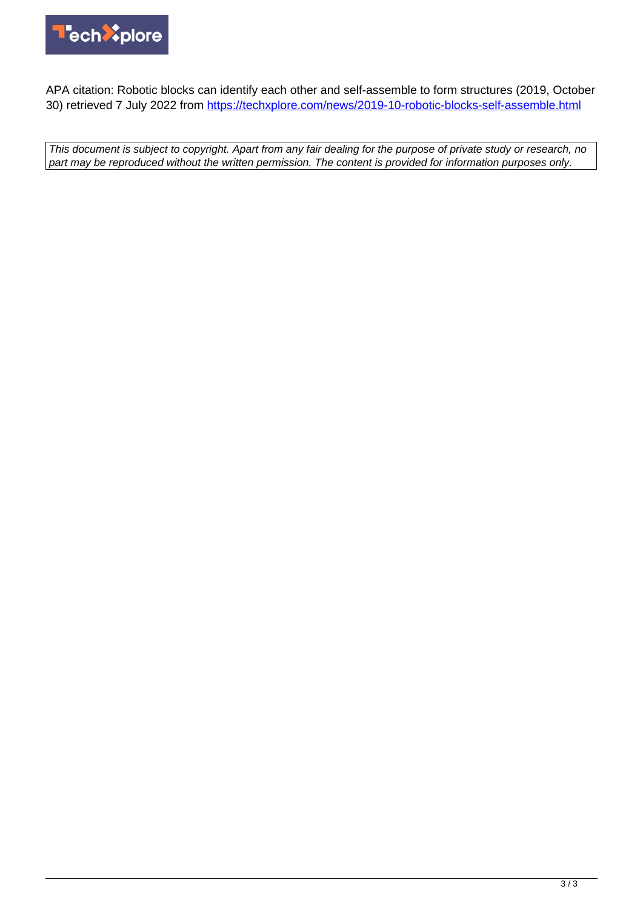APA citation: Robotic blocks can identify each other and self-assemble to form structures (2019, October 30) retrieved 7 July 2022 from https://techxplore.com/news/2019-10-robotic-blocks-self-assemble.html

*This document is subject to copyright. Apart from any fair dealing for the purpose of private study or research, no part may be reproduced without the written permission. The content is provided for information purposes only.*